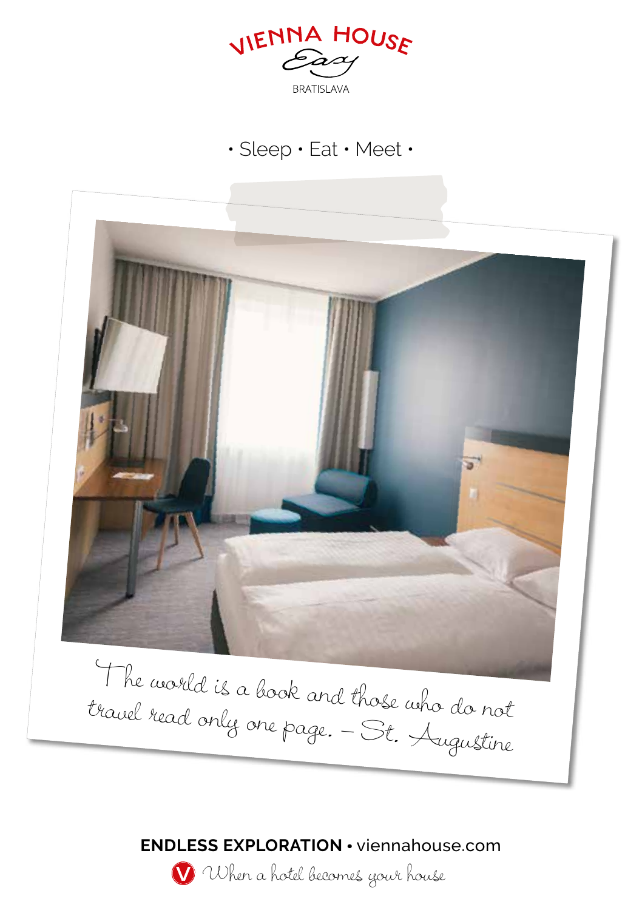# VIENNA HOUSE Easy

BRATISLAVA

• Sleep • Eat • Meet •

*The world is a book and those who do not travel read only one page. – St. Augustine*

**ENDLESS EXPLORATION** • viennahouse.com

*When a hotel becomes your house*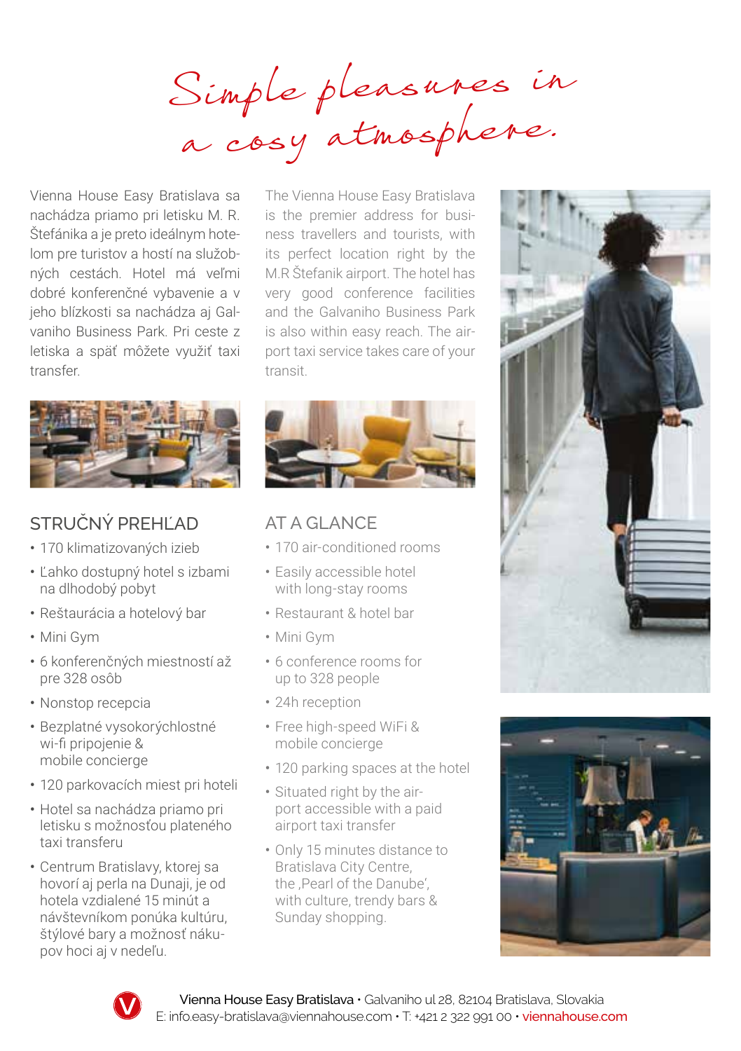# Simple pleasures in a cosy atmosphere.

Vienna House Easy Bratislava sa nachádza priamo pri letisku M. R. Štefánika a je preto ideálnym hotelom pre turistov a hostí na služobných cestách. Hotel má veľmi dobré konferenčné vybavenie a v jeho blízkosti sa nachádza aj Galvaniho Business Park. Pri ceste z letiska a späť môžete využiť taxi transfer.

## STRUČNÝ PREHĽAD

- 170 klimatizovaných izieb
- Ľahko dostupný hotel s izbami na dlhodobý pobyt
- Reštaurácia a hotelový bar
- Mini Gym
- 6 konferenčných miestností až pre 328 osôb
- Nonstop recepcia
- Bezplatné vysokorýchlostné wi-fi pripojenie & mobile concierge
- 120 parkovacích miest pri hoteli
- Hotel sa nachádza priamo pri letisku s možnosťou plateného taxi transferu
- Centrum Bratislavy, ktorej sa hovorí aj perla na Dunaji, je od hotela vzdialené 15 minút a návštevníkom ponúka kultúru, štýlové bary a možnosť nákupov hoci aj v nedeľu.

The Vienna House Easy Bratislava is the premier address for business travellers and tourists, with its perfect location right by the M.R Štefanik airport. The hotel has very good conference facilities and the Galvaniho Business Park is also within easy reach. The airport taxi service takes care of your transit.

## AT A GLANCE

- 170 air-conditioned rooms
- Easily accessible hotel with long-stay rooms
- Restaurant & hotel bar
- Mini Gym
- 6 conference rooms for up to 328 people
- 24h reception
- Free high-speed WiFi & mobile concierge
- 120 parking spaces at the hotel
- Situated right by the airport accessible with a paid airport taxi transfer
- Only 15 minutes distance to Bratislava City Centre, the ‚Pearl of the Danube', with culture, trendy bars & Sunday shopping.

**Vienna House Easy Bratislava** • Galvaniho ul 28, 82104 Bratislava, Slovakia
E: info.easy-bratislava@viennahouse.com • T: +421 2 322 991 00 • viennahouse.com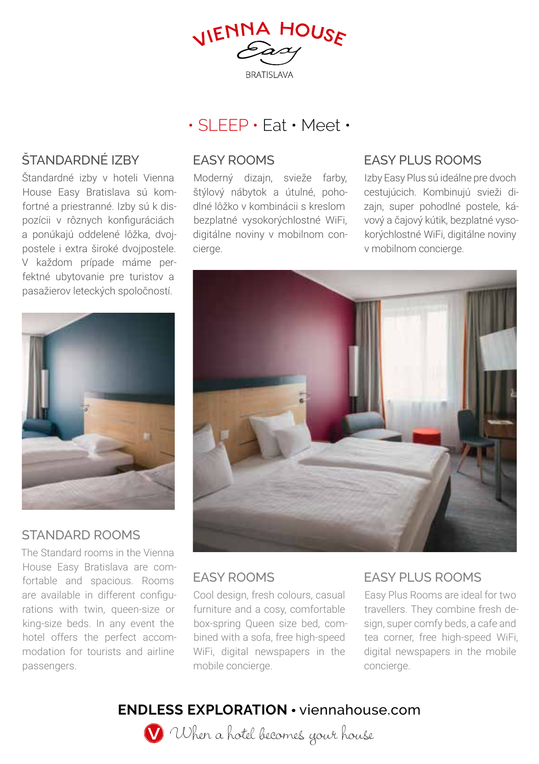VIENNA HOUSE Easy

BRATISLAVA

• SLEEP • Eat • Meet •

## ŠTANDARDNÉ IZBY

Štandardné izby v hoteli Vienna House Easy Bratislava sú komfortné a priestranné. Izby sú k dispozícii v rôznych konfiguráciách a ponúkajú oddelené lôžka, dvojpostele i extra široké dvojpostele. V každom prípade máme perfektné ubytovanie pre turistov a pasažierov leteckých spoločností.

## EASY ROOMS

Moderný dizajn, svieže farby, štýlový nábytok a útulné, pohodlné lôžko v kombinácii s kreslom bezplatné vysokorýchlostné WiFi, digitálne noviny v mobilnom concierge.

## EASY PLUS ROOMS

Izby Easy Plus sú ideálne pre dvoch cestujúcich. Kombinujú svieži dizajn, super pohodlné postele, kávový a čajový kútik, bezplatné vysokorýchlostné WiFi, digitálne noviny v mobilnom concierge.

## STANDARD ROOMS

The Standard rooms in the Vienna House Easy Bratislava are comfortable and spacious. Rooms are available in different configurations with twin, queen-size or king-size beds. In any event the hotel offers the perfect accommodation for tourists and airline passengers.

## EASY ROOMS

Cool design, fresh colours, casual furniture and a cosy, comfortable box-spring Queen size bed, combined with a sofa, free high-speed WiFi, digital newspapers in the mobile concierge.

## EASY PLUS ROOMS

Easy Plus Rooms are ideal for two travellers. They combine fresh design, super comfy beds, a cafe and tea corner, free high-speed WiFi, digital newspapers in the mobile concierge.

**ENDLESS EXPLORATION** • viennahouse.com

*When a hotel becomes your house*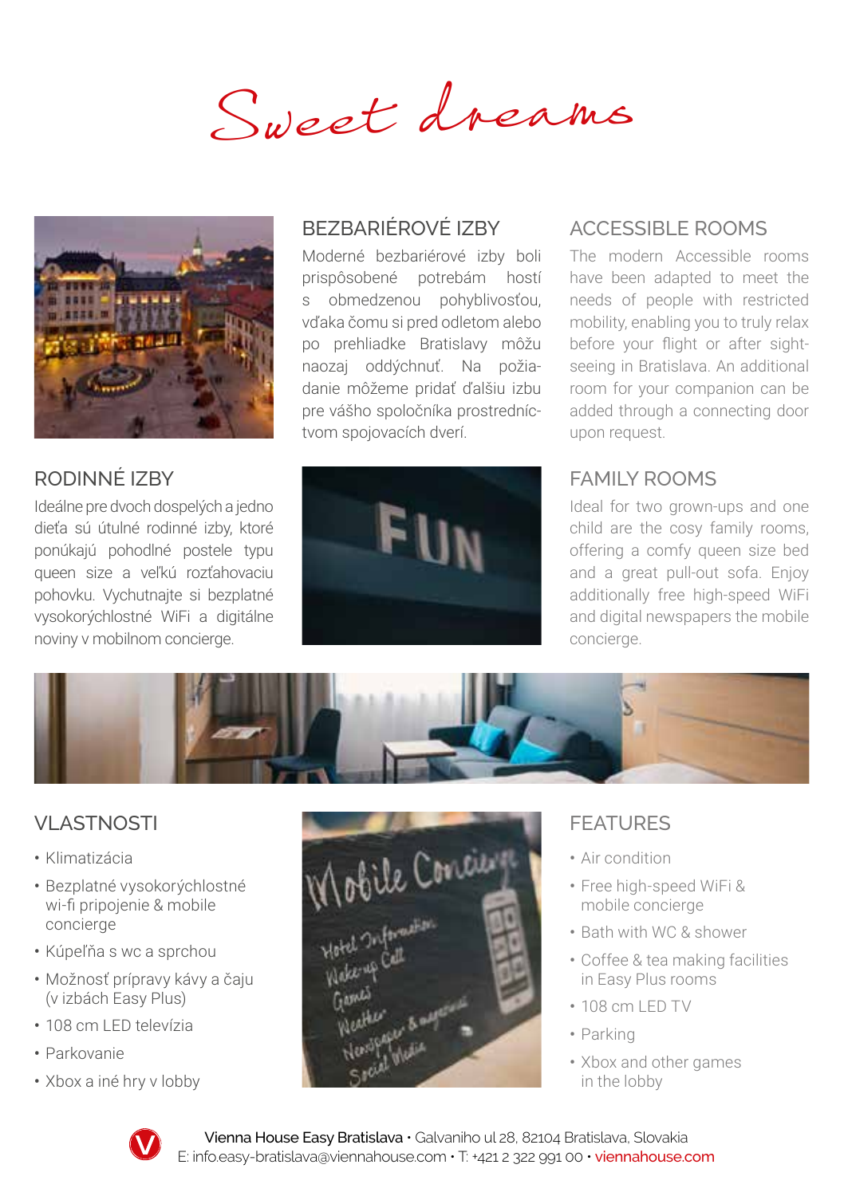# Sweet dreams

## BEZBARIÉROVÉ IZBY

Moderné bezbariérové izby boli prispôsobené potrebám hostí s obmedzenou pohyblivosťou, vďaka čomu si pred odletom alebo po prehliadke Bratislavy môžu naozaj oddýchnuť. Na požiadanie môžeme pridať ďalšiu izbu pre vášho spoločníka prostredníctvom spojovacích dverí.

## ACCESSIBLE ROOMS

The modern Accessible rooms have been adapted to meet the needs of people with restricted mobility, enabling you to truly relax before your flight or after sightseeing in Bratislava. An additional room for your companion can be added through a connecting door upon request.

## RODINNÉ IZBY

Ideálne pre dvoch dospelých a jedno dieťa sú útulné rodinné izby, ktoré ponúkajú pohodlné postele typu queen size a veľkú rozťahovaciu pohovku. Vychutnajte si bezplatné vysokorýchlostné WiFi a digitálne noviny v mobilnom concierge.

## FAMILY ROOMS

Ideal for two grown-ups and one child are the cosy family rooms, offering a comfy queen size bed and a great pull-out sofa. Enjoy additionally free high-speed WiFi and digital newspapers the mobile concierge.

## VLASTNOSTI

- Klimatizácia
- Bezplatné vysokorýchlostné wi-fi pripojenie & mobile concierge
- Kúpeľňa s wc a sprchou
- Možnosť prípravy kávy a čaju (v izbách Easy Plus)
- 108 cm LED televízia
- Parkovanie
- Xbox a iné hry v lobby

## FEATURES

- Air condition
- Free high-speed WiFi & mobile concierge
- Bath with WC & shower
- Coffee & tea making facilities in Easy Plus rooms
- 108 cm LED TV
- Parking
- Xbox and other games in the lobby

**Vienna House Easy Bratislava** • Galvaniho ul 28, 82104 Bratislava, Slovakia
E: info.easy-bratislava@viennahouse.com • T: +421 2 322 991 00 • viennahouse.com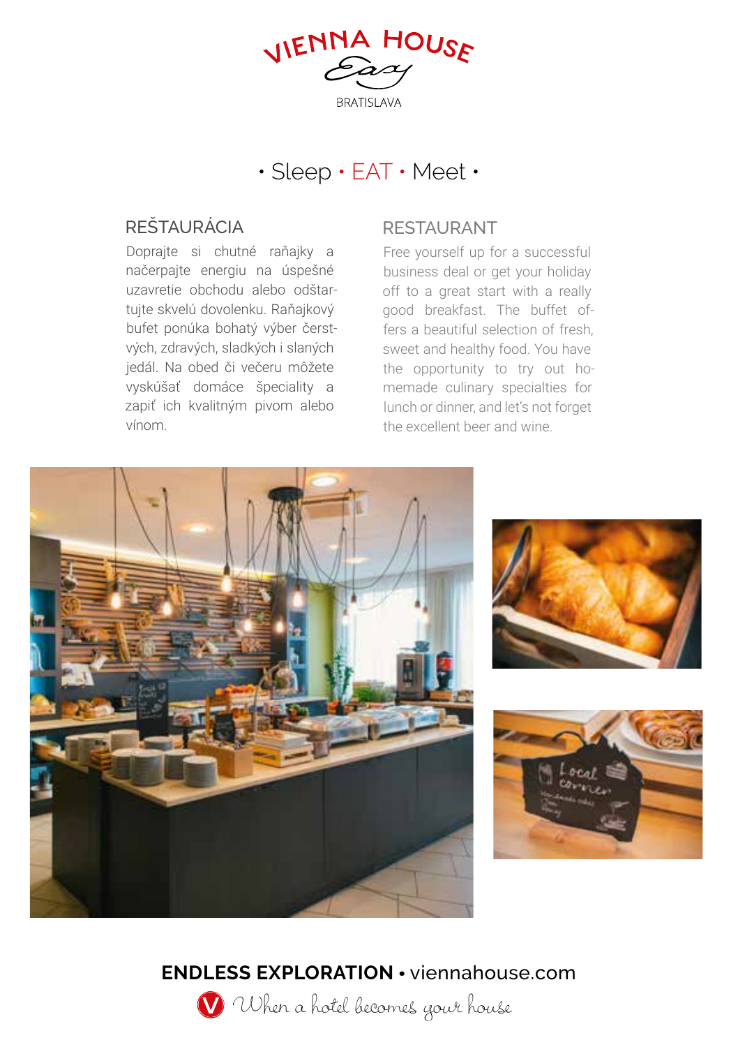VIENNA HOUSE
*Easy*
BRATISLAVA

• Sleep • EAT • Meet •

## REŠTAURÁCIA

Doprajte si chutné raňajky a načerpajte energiu na úspešné uzavretie obchodu alebo odštartujte skvelú dovolenku. Raňajkový bufet ponúka bohatý výber čerstvých, zdravých, sladkých i slaných jedál. Na obed či večeru môžete vyskúšať domáce špeciality a zapiť ich kvalitným pivom alebo vínom.

## RESTAURANT

Free yourself up for a successful business deal or get your holiday off to a great start with a really good breakfast. The buffet offers a beautiful selection of fresh, sweet and healthy food. You have the opportunity to try out homemade culinary specialties for lunch or dinner, and let's not forget the excellent beer and wine.

**ENDLESS EXPLORATION** • viennahouse.com

*When a hotel becomes your house*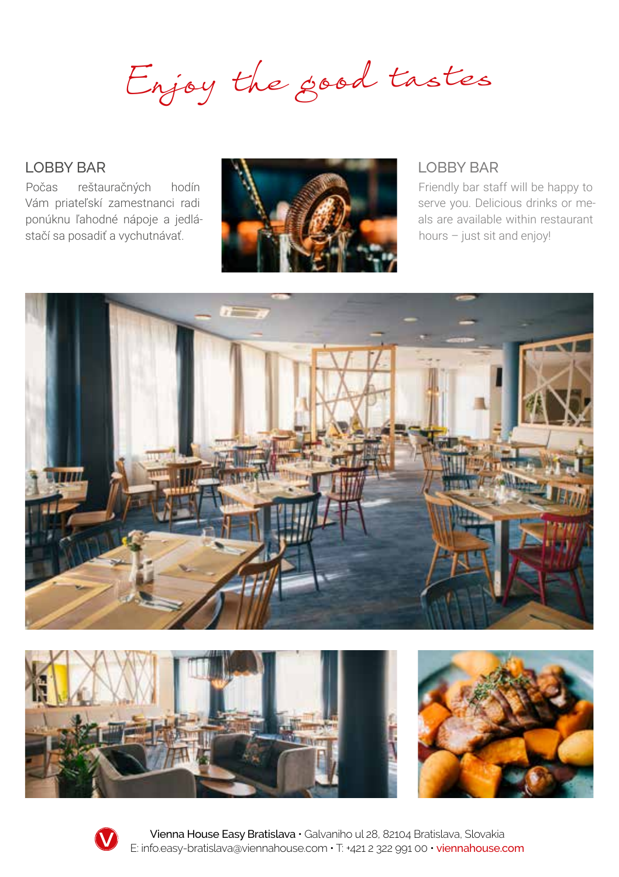# Enjoy the good tastes

## LOBBY BAR

Počas reštauračných hodín Vám priateľskí zamestnanci radi ponúknu ľahodné nápoje a jedlá- stačí sa posadiť a vychutnávať.

## LOBBY BAR

Friendly bar staff will be happy to serve you. Delicious drinks or meals are available within restaurant hours – just sit and enjoy!

**Vienna House Easy Bratislava** • Galvaniho ul 28, 82104 Bratislava, Slovakia
E: info.easy-bratislava@viennahouse.com • T: +421 2 322 991 00 • viennahouse.com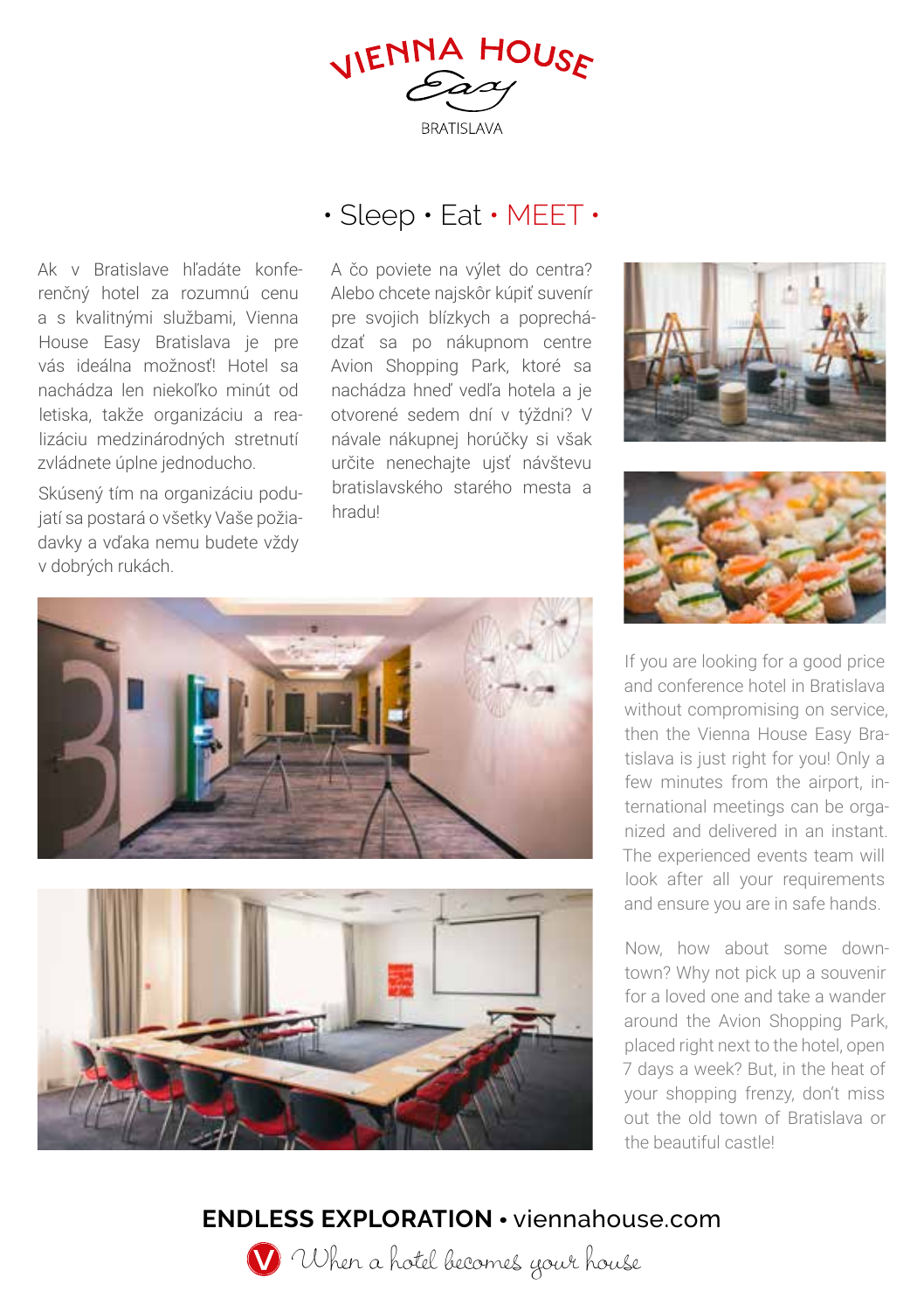# VIENNA HOUSE Easy

BRATISLAVA

## • Sleep • Eat • MEET •

Ak v Bratislave hľadáte konferenčný hotel za rozumnú cenu a s kvalitnými službami, Vienna House Easy Bratislava je pre vás ideálna možnosť! Hotel sa nachádza len niekoľko minút od letiska, takže organizáciu a realizáciu medzinárodných stretnutí zvládnete úplne jednoducho.

Skúsený tím na organizáciu podujatí sa postará o všetky Vaše požiadavky a vďaka nemu budete vždy v dobrých rukách.

A čo poviete na výlet do centra? Alebo chcete najskôr kúpiť suvenír pre svojich blízkych a poprechádzať sa po nákupnom centre Avion Shopping Park, ktoré sa nachádza hneď vedľa hotela a je otvorené sedem dní v týždni? V návale nákupnej horúčky si však určite nenechajte ujsť návštevu bratislavského starého mesta a hradu!

If you are looking for a good price and conference hotel in Bratislava without compromising on service, then the Vienna House Easy Bratislava is just right for you! Only a few minutes from the airport, international meetings can be organized and delivered in an instant. The experienced events team will look after all your requirements and ensure you are in safe hands.

Now, how about some downtown? Why not pick up a souvenir for a loved one and take a wander around the Avion Shopping Park, placed right next to the hotel, open 7 days a week? But, in the heat of your shopping frenzy, don't miss out the old town of Bratislava or the beautiful castle!

**ENDLESS EXPLORATION** • viennahouse.com

*When a hotel becomes your house*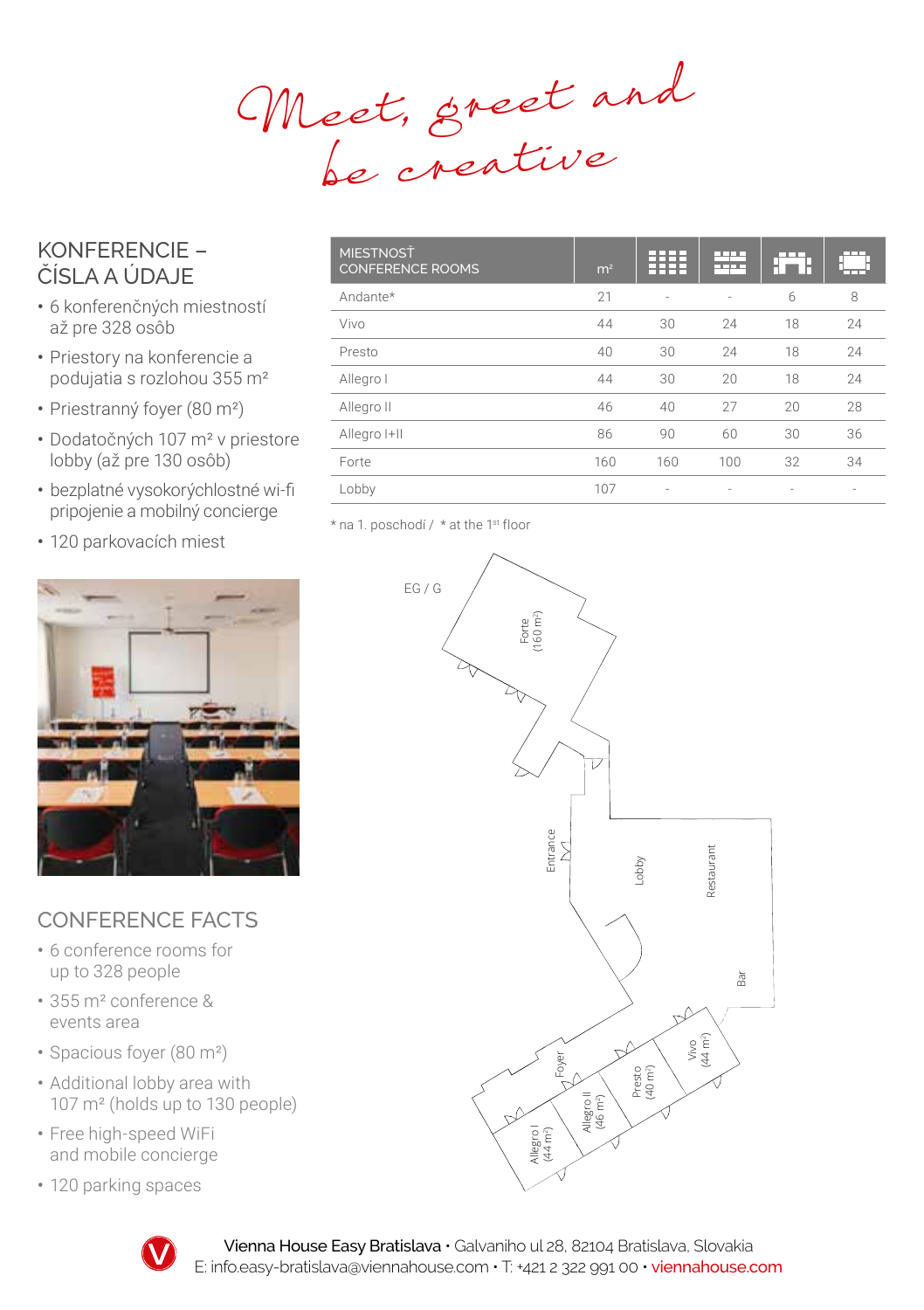# Meet, greet and be creative

## KONFERENCIE – ČÍSLA A ÚDAJE

- 6 konferenčných miestností až pre 328 osôb
- Priestory na konferencie a podujatia s rozlohou 355 m²
- Priestranný foyer (80 m²)
- Dodatočných 107 m² v priestore lobby (až pre 130 osôb)
- bezplatné vysokorýchlostné wi-fi pripojenie a mobilný concierge
- 120 parkovacích miest

## CONFERENCE FACTS

- 6 conference rooms for up to 328 people
- 355 m² conference & events area
- Spacious foyer (80 m²)
- Additional lobby area with 107 m² (holds up to 130 people)
- Free high-speed WiFi and mobile concierge
- 120 parking spaces

| MIESTNOSŤ CONFERENCE ROOMS | m² | | | | |
|---|---|---|---|---|---|
| Andante* | 21 | - | - | 6 | 8 |
| Vivo | 44 | 30 | 24 | 18 | 24 |
| Presto | 40 | 30 | 24 | 18 | 24 |
| Allegro I | 44 | 30 | 20 | 18 | 24 |
| Allegro II | 46 | 40 | 27 | 20 | 28 |
| Allegro I+II | 86 | 90 | 60 | 30 | 36 |
| Forte | 160 | 160 | 100 | 32 | 34 |
| Lobby | 107 | - | - | - | - |

\* na 1. poschodí / \* at the 1st floor

EG / G

Forte (160 m²)

Entrance

Lobby

Restaurant

Bar

Foyer

Allegro I (44 m²)

Allegro II (46 m²)

Presto (40 m²)

Vivo (44 m²)

**Vienna House Easy Bratislava** • Galvaniho ul 28, 82104 Bratislava, Slovakia
E: info.easy-bratislava@viennahouse.com • T: +421 2 322 991 00 • viennahouse.com